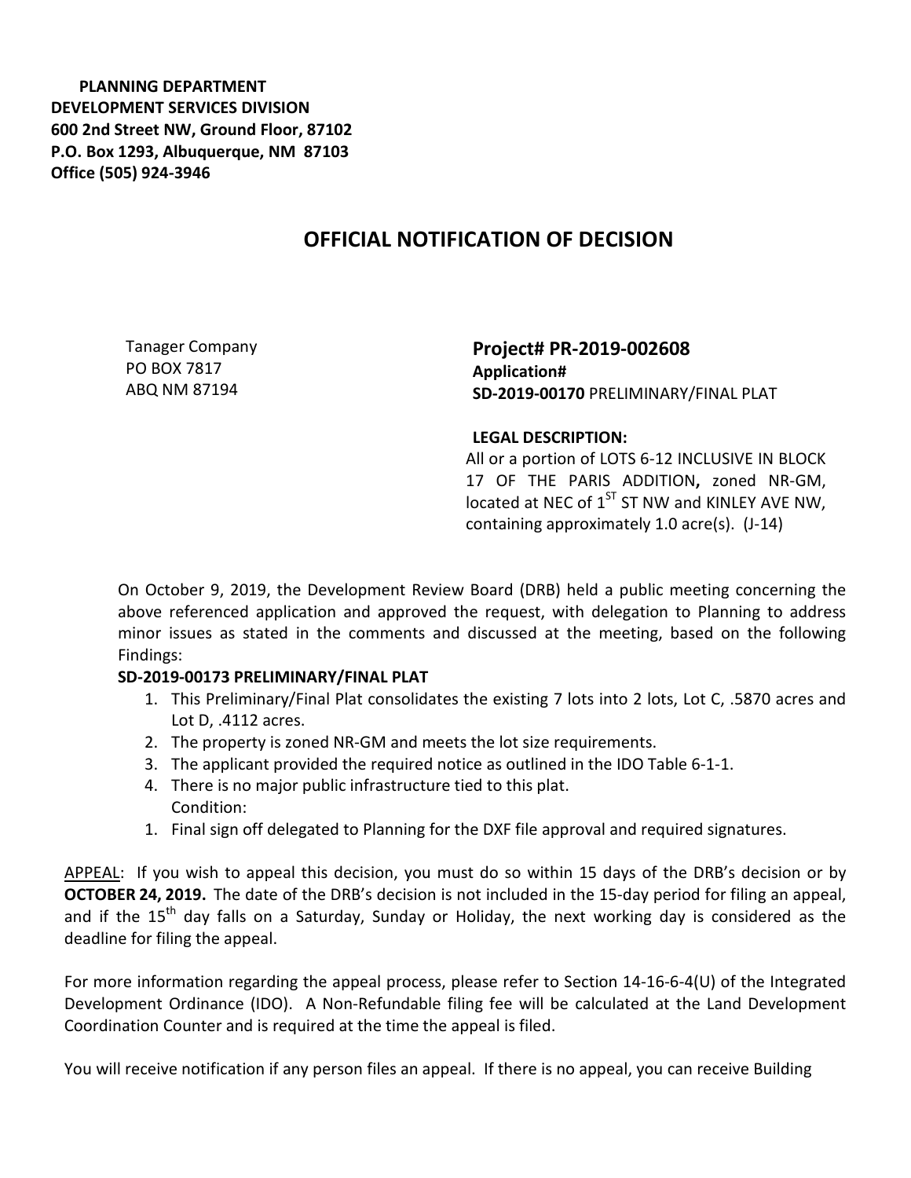**PLANNING DEPARTMENT**
**DEVELOPMENT SERVICES DIVISION**
**600 2nd Street NW, Ground Floor, 87102**
**P.O. Box 1293, Albuquerque, NM 87103**
**Office (505) 924-3946**

# OFFICIAL NOTIFICATION OF DECISION

Tanager Company
PO BOX 7817
ABQ NM 87194

**Project# PR-2019-002608**
**Application#**
**SD-2019-00170** PRELIMINARY/FINAL PLAT

**LEGAL DESCRIPTION:**
All or a portion of LOTS 6-12 INCLUSIVE IN BLOCK 17 OF THE PARIS ADDITION**,** zoned NR-GM, located at NEC of 1ST ST NW and KINLEY AVE NW, containing approximately 1.0 acre(s). (J-14)

On October 9, 2019, the Development Review Board (DRB) held a public meeting concerning the above referenced application and approved the request, with delegation to Planning to address minor issues as stated in the comments and discussed at the meeting, based on the following Findings:

**SD-2019-00173 PRELIMINARY/FINAL PLAT**

1. This Preliminary/Final Plat consolidates the existing 7 lots into 2 lots, Lot C, .5870 acres and Lot D, .4112 acres.
2. The property is zoned NR-GM and meets the lot size requirements.
3. The applicant provided the required notice as outlined in the IDO Table 6-1-1.
4. There is no major public infrastructure tied to this plat.

Condition:

1. Final sign off delegated to Planning for the DXF file approval and required signatures.

APPEAL: If you wish to appeal this decision, you must do so within 15 days of the DRB's decision or by **OCTOBER 24, 2019.** The date of the DRB's decision is not included in the 15-day period for filing an appeal, and if the 15th day falls on a Saturday, Sunday or Holiday, the next working day is considered as the deadline for filing the appeal.

For more information regarding the appeal process, please refer to Section 14-16-6-4(U) of the Integrated Development Ordinance (IDO). A Non-Refundable filing fee will be calculated at the Land Development Coordination Counter and is required at the time the appeal is filed.

You will receive notification if any person files an appeal. If there is no appeal, you can receive Building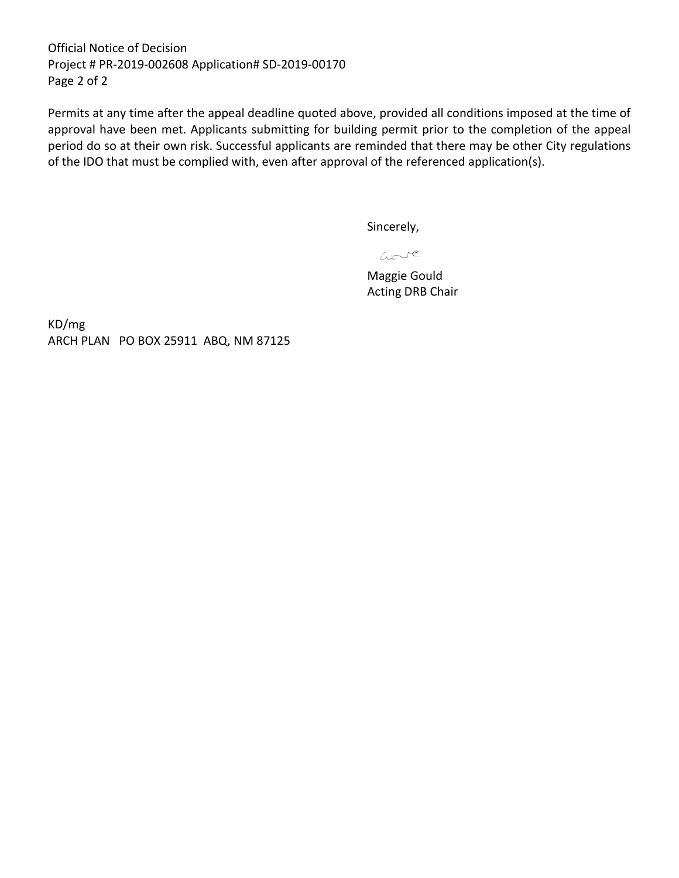Permits at any time after the appeal deadline quoted above, provided all conditions imposed at the time of approval have been met. Applicants submitting for building permit prior to the completion of the appeal period do so at their own risk. Successful applicants are reminded that there may be other City regulations of the IDO that must be complied with, even after approval of the referenced application(s).

Sincerely,

Maggie Gould
Acting DRB Chair

KD/mg
ARCH PLAN PO BOX 25911 ABQ, NM 87125